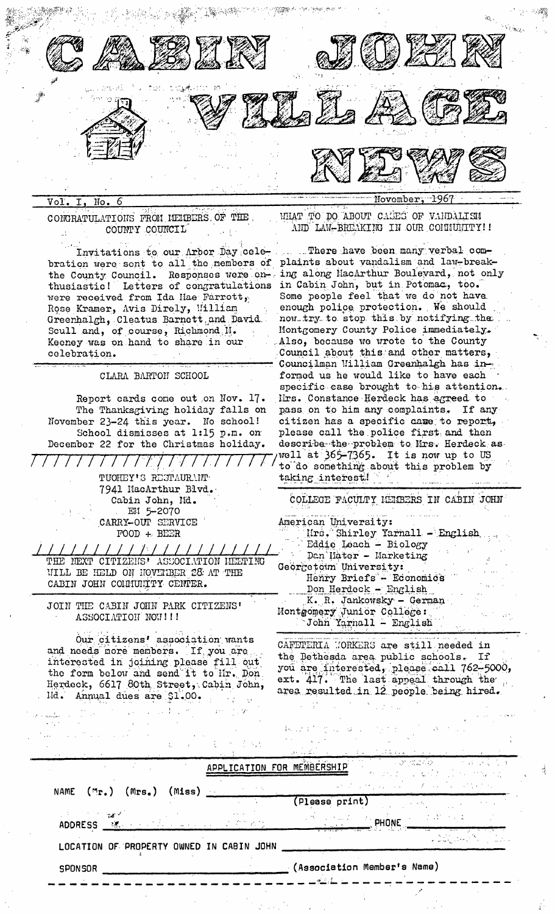# CABIN JOHN VILLAGE NEWS

Vol. I, No. 6 — November, 1967

## CONGRATULATIONS FROM MEMBERS OF THE COUNTY COUNCIL

Invitations to our Arbor Day celebration were sent to all the members of the County Council. Responses were enthusiastic! Letters of congratulations were received from Ida Mae Farrott, Rose Kramer, Avis Direly, William Greenhalgh, Cleatus Barnett and David Scull and, of course, Richmond M. Keeney was on hand to share in our celebration.

## CLARA BARTON SCHOOL

Report cards come out on Nov. 17.

The Thanksgiving holiday falls on November 23-24 this year. No school!

School dismisses at 1:15 p.m. on December 22 for the Christmas holiday.

---

TUOHEY'S RESTAURANT
7941 MacArthur Blvd.
Cabin John, Md.
EM 5-2070
CARRY-OUT SERVICE
FOOD + BEER

---

THE NEXT CITIZENS' ASSOCIATION MEETING WILL BE HELD ON NOVEMBER 28 AT THE CABIN JOHN COMMUNITY CENTER.

## JOIN THE CABIN JOHN PARK CITIZENS' ASSOCIATION NOW!!!

Our citizens' association wants and needs more members. If you are interested in joining please fill out the form below and send it to Mr. Don Herdeck, 6617 80th Street, Cabin John, Md. Annual dues are $1.00.

## WHAT TO DO ABOUT CASES OF VANDALISM AND LAW-BREAKING IN OUR COMMUNITY!!

There have been many verbal complaints about vandalism and law-breaking along MacArthur Boulevard, not only in Cabin John, but in Potomac, too. Some people feel that we do not have enough police protection. We should now try to stop this by notifying the Montgomery County Police immediately. Also, because we wrote to the County Council about this and other matters, Councilman William Greenhalgh has informed us he would like to have each specific case brought to his attention. Mrs. Constance Herdeck has agreed to pass on to him any complaints. If any citizen has a specific case to report, please call the police first and then describe the problem to Mrs. Herdeck as well at 365-7365. It is now up to US to do something about this problem by taking interest!

## COLLEGE FACULTY MEMBERS IN CABIN JOHN

American University:
- Mrs. Shirley Yarnall - English
- Eddie Leach - Biology
- Dan Hater - Marketing

Georgetown University:
- Henry Briefs - Economics
- Don Herdeck - English
- K. R. Jankowsky - German

Montgomery Junior College:
- John Yarnall - English

CAFETERIA WORKERS are still needed in the Bethesda area public schools. If you are interested, please call 762-5000, ext. 417. The last appeal through the area resulted in 12 people being hired.

---

## APPLICATION FOR MEMBERSHIP

NAME (Mr.) (Mrs.) (Miss) ______________________________
(Please print)

ADDRESS ______________________________ PHONE ____________

LOCATION OF PROPERTY OWNED IN CABIN JOHN ______________________________

SPONSOR ______________________________ (Association Member's Name)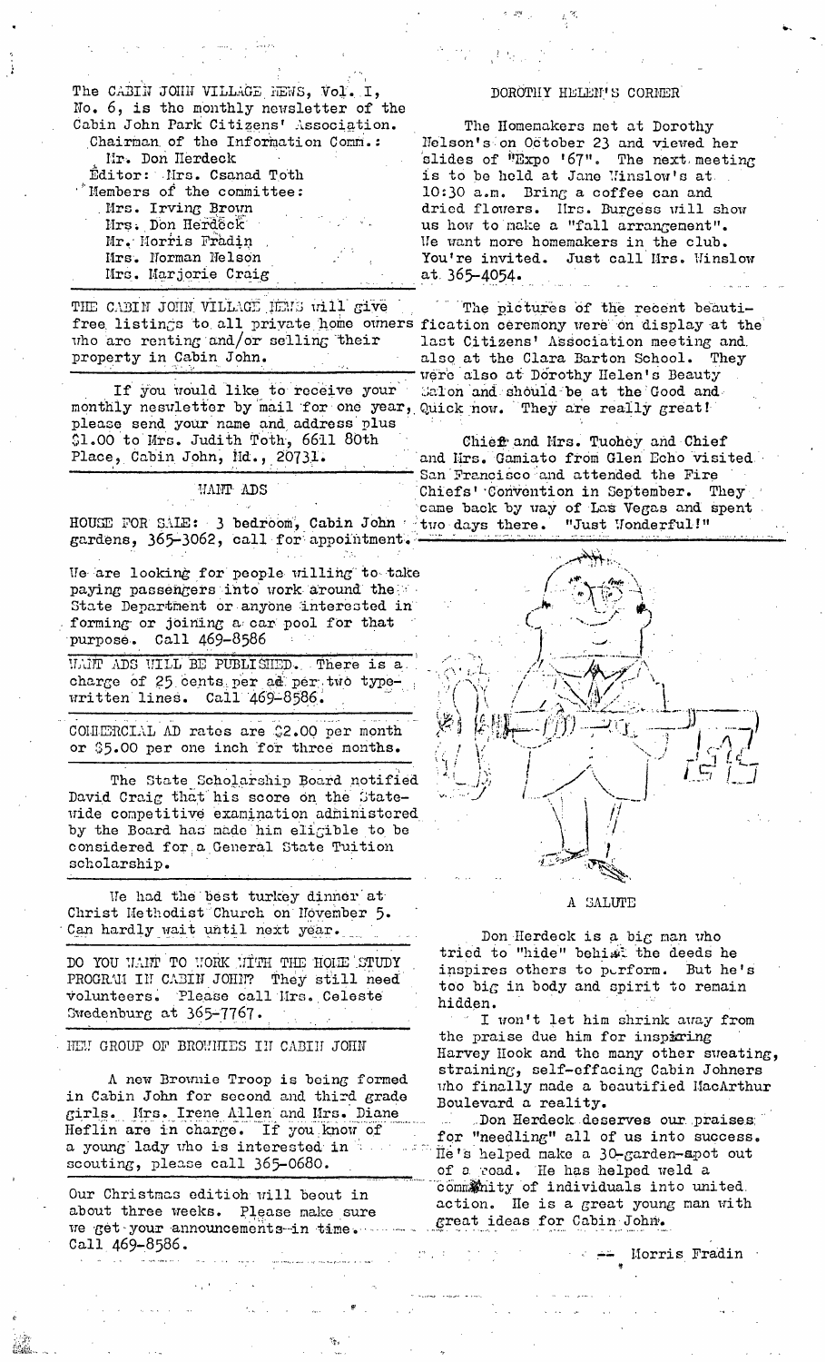The CABIN JOHN VILLAGE NEWS, Vol. I, No. 6, is the monthly newsletter of the Cabin John Park Citizens' Association.

Chairman of the Information Comm.:
Mr. Don Herdeck
Editor: Mrs. Csanad Toth
Members of the committee:
Mrs. Irving Brown
Mrs. Don Herdeck
Mr. Morris Fradin
Mrs. Norman Nelson
Mrs. Marjorie Craig

THE CABIN JOHN VILLAGE NEWS will give free listings to all private home owners who are renting and/or selling their property in Cabin John.

If you would like to receive your monthly newsletter by mail for one year, please send your name and address plus $1.00 to Mrs. Judith Toth, 6611 80th Place, Cabin John, Md., 20731.

## WANT ADS

HOUSE FOR SALE: 3 bedroom, Cabin John gardens, 365-3062, call for appointment.

We are looking for people willing to take paying passengers into work around the State Department or anyone interested in forming or joining a car pool for that purpose. Call 469-8586

WANT ADS WILL BE PUBLISHED. There is a charge of 25 cents per ad per two typewritten lines. Call 469-8586.

COMMERCIAL AD rates are $2.00 per month or $5.00 per one inch for three months.

The State Scholarship Board notified David Craig that his score on the Statewide competitive examination administered by the Board has made him eligible to be considered for a General State Tuition scholarship.

We had the best turkey dinner at Christ Methodist Church on November 5. Can hardly wait until next year.

DO YOU WANT TO WORK WITH THE HOME STUDY PROGRAM IN CABIN JOHN? They still need volunteers. Please call Mrs. Celeste Swedenburg at 365-7767.

## NEW GROUP OF BROWNIES IN CABIN JOHN

A new Brownie Troop is being formed in Cabin John for second and third grade girls. Mrs. Irene Allen and Mrs. Diane Heflin are in charge. If you know of a young lady who is interested in scouting, please call 365-0680.

Our Christmas edition will beout in about three weeks. Please make sure we get your announcements in time. Call 469-8586.

## DOROTHY HELEN'S CORNER

The Homemakers met at Dorothy Nelson's on October 23 and viewed her slides of "Expo '67". The next meeting is to be held at Jane Winslow's at 10:30 a.m. Bring a coffee can and dried flowers. Mrs. Burgess will show us how to make a "fall arrangement". We want more homemakers in the club. You're invited. Just call Mrs. Winslow at 365-4054.

The pictures of the recent beautification ceremony were on display at the last Citizens' Association meeting and also at the Clara Barton School. They were also at Dorothy Helen's Beauty Salon and should be at the Good and Quick now. They are really great!

Chief and Mrs. Tuohey and Chief and Mrs. Gamiato from Glen Echo visited San Francisco and attended the Fire Chiefs' Convention in September. They came back by way of Las Vegas and spent two days there. "Just Wonderful!"

## A SALUTE

Don Herdeck is a big man who tried to "hide" behind the deeds he inspires others to perform. But he's too big in body and spirit to remain hidden.

I won't let him shrink away from the praise due him for inspiring Harvey Hook and the many other sweating, straining, self-effacing Cabin Johners who finally made a beautified MacArthur Boulevard a reality.

Don Herdeck deserves our praises for "needling" all of us into success. He's helped make a 30-garden-spot out of a road. He has helped weld a community of individuals into united action. He is a great young man with great ideas for Cabin John.

-- Morris Fradin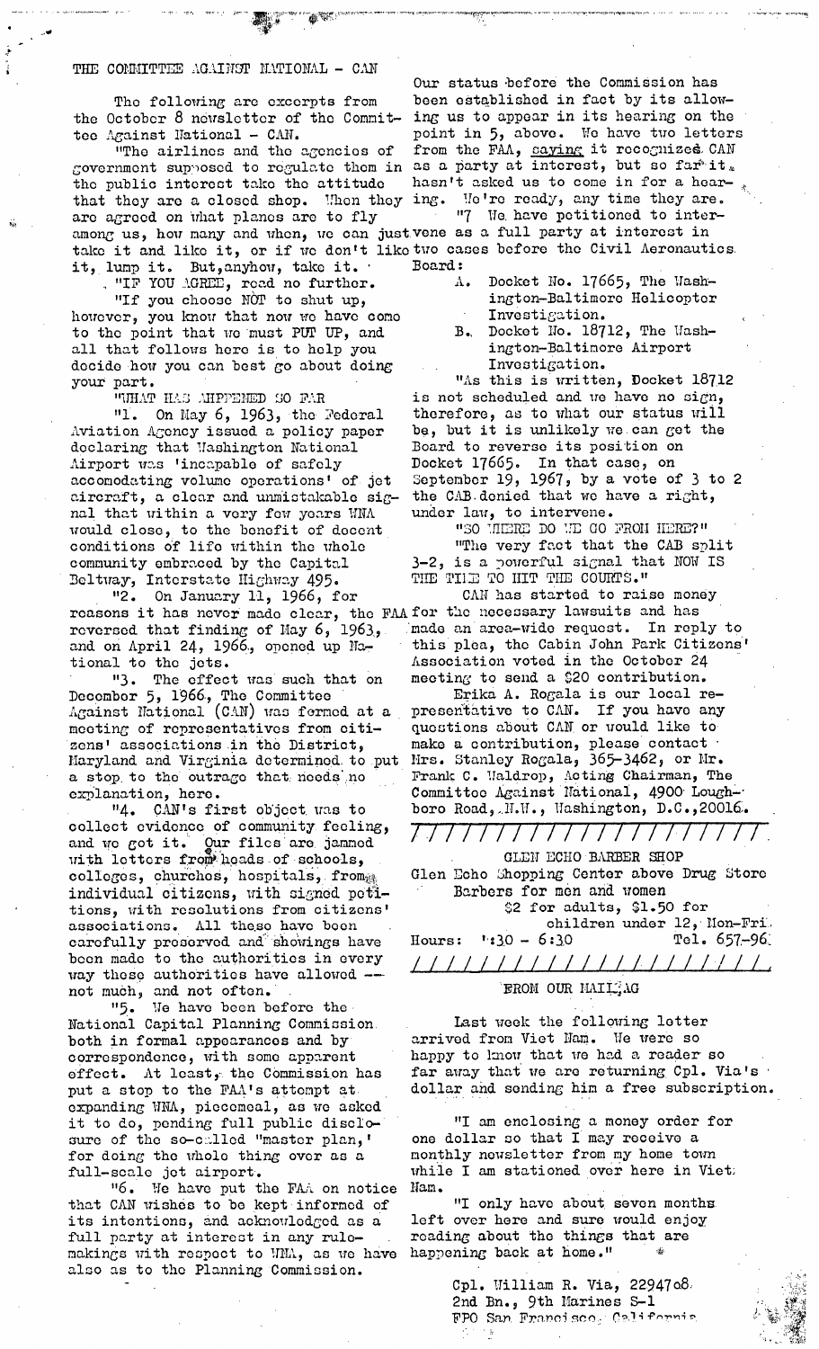## THE COMMITTEE AGAINST NATIONAL - CAN

The following are excerpts from the October 8 newsletter of the Committee Against National - CAN.

"The airlines and the agencies of government supposed to regulate them in the public interest take the attitude that they are a closed shop. When they are agreed on what planes are to fly among us, how many and when, we can just take it and like it, or if we don't like it, lump it. But, anyhow, take it.

"IF YOU AGREE, read no further.

"If you choose NOT to shut up, however, you know that now we have come to the point that we must PUT UP, and all that follows here is to help you decide how you can best go about doing your part.

"WHAT HAS HAPPENED SO FAR

"1. On May 6, 1963, the Federal Aviation Agency issued a policy paper declaring that Washington National Airport was 'incapable of safely accomodating volume operations' of jet aircraft, a clear and unmistakable signal that within a very few years WNA would close, to the benefit of decent conditions of life within the whole community embraced by the Capital Beltway, Interstate Highway 495.

"2. On January 11, 1966, for reasons it has never made clear, the FAA reversed that finding of May 6, 1963, and on April 24, 1966, opened up National to the jets.

"3. The effect was such that on December 5, 1966, The Committee Against National (CAN) was formed at a meeting of representatives from citizens' associations in the District, Maryland and Virginia determined to put a stop to the outrage that needs no explanation, here.

"4. CAN's first object was to collect evidence of community feeling, and we got it. Our files are jammed with letters from heads of schools, colleges, churches, hospitals, from individual citizens, with signed petitions, with resolutions from citizens' associations. All these have been carefully preserved and showings have been made to the authorities in every way these authorities have allowed -- not much, and not often.

"5. We have been before the National Capital Planning Commission both in formal appearances and by correspondence, with some apparent effect. At least, the Commission has put a stop to the FAA's attempt at expanding WNA, piecemeal, as we asked it to do, pending full public disclosure of the so-called "master plan," for doing the whole thing over as a full-scale jet airport.

"6. We have put the FAA on notice that CAN wishes to be kept informed of its intentions, and acknowledged as a full party at interest in any rulemakings with respect to WNA, as we have also as to the Planning Commission. Our status before the Commission has been established in fact by its allowing us to appear in its hearing on the point in 5, above. We have two letters from the FAA, saying it recognizes CAN as a party at interest, but so far it hasn't asked us to come in for a hearing. We're ready, any time they are.

"7. We have petitioned to intervene as a full party at interest in two cases before the Civil Aeronautics Board:

A. Docket No. 17665, The Washington-Baltimore Helicopter Investigation.

B. Docket No. 18712, The Washington-Baltimore Airport Investigation.

"As this is written, Docket 18712 is not scheduled and we have no sign, therefore, as to what our status will be, but it is unlikely we can get the Board to reverse its position on Docket 17665. In that case, on September 19, 1967, by a vote of 3 to 2 the CAB denied that we have a right, under law, to intervene.

"SO WHERE DO WE GO FROM HERE?"

"The very fact that the CAB split 3-2, is a powerful signal that NOW IS THE TIME TO HIT THE COURTS."

CAN has started to raise money for the necessary lawsuits and has made an area-wide request. In reply to this plea, the Cabin John Park Citizens' Association voted in the October 24 meeting to send a $20 contribution.

Erika A. Rogala is our local representative to CAN. If you have any questions about CAN or would like to make a contribution, please contact Mrs. Stanley Rogala, 365-3462, or Mr. Frank C. Waldrop, Acting Chairman, The Committee Against National, 4900 Loughboro Road, N.W., Washington, D.C., 20016.

---

GLEN ECHO BARBER SHOP
Glen Echo Shopping Center above Drug Store
Barbers for men and women
$2 for adults, $1.50 for children under 12, Mon-Fri.
Hours: 1:30 - 6:30 Tel. 657-96

---

## FROM OUR MAILBAG

Last week the following letter arrived from Viet Nam. We were so happy to know that we had a reader so far away that we are returning Cpl. Via's dollar and sending him a free subscription.

"I am enclosing a money order for one dollar so that I may receive a monthly newsletter from my home town while I am stationed over here in Viet Nam.

"I only have about seven months left over here and sure would enjoy reading about the things that are happening back at home."

Cpl. William R. Via, 2294708
2nd Bn., 9th Marines S-1
FPO San Francisco, California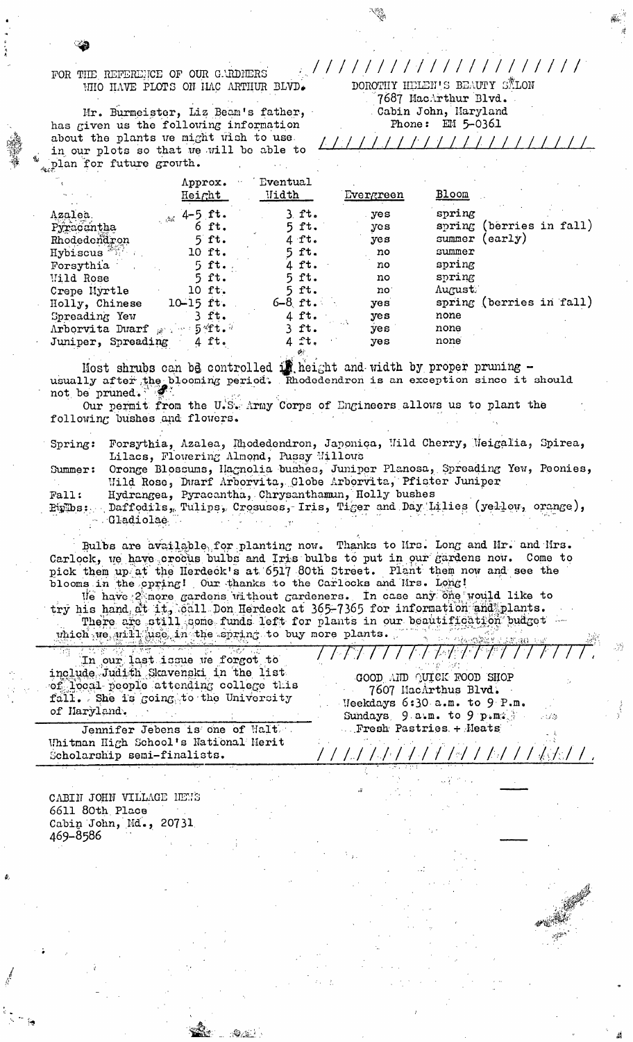FOR THE REFERENCE OF OUR GARDENERS WHO HAVE PLOTS ON MAC ARTHUR BLVD.

Mr. Burmeister, Liz Beam's father, has given us the following information about the plants we might wish to use in our plots so that we will be able to plan for future growth.

DOROTHY HELEN'S BEAUTY SALON
7687 MacArthur Blvd.
Cabin John, Maryland
Phone: EM 5-0361

| | Approx. Height | Eventual Width | Evergreen | Bloom |
|---|---|---|---|---|
| Azalea | 4-5 ft. | 3 ft. | yes | spring |
| Pyracantha | 6 ft. | 5 ft. | yes | spring (berries in fall) |
| Rhododendron | 5 ft. | 4 ft. | yes | summer (early) |
| Hybiscus | 10 ft. | 5 ft. | no | summer |
| Forsythia | 5 ft. | 4 ft. | no | spring |
| Wild Rose | 5 ft. | 5 ft. | no | spring |
| Crepe Myrtle | 10 ft. | 5 ft. | no | August |
| Holly, Chinese | 10-15 ft. | 6-8 ft. | yes | spring (berries in fall) |
| Spreading Yew | 3 ft. | 4 ft. | yes | none |
| Arborvita Dwarf | 5 ft. | 3 ft. | yes | none |
| Juniper, Spreading | 4 ft. | 4 ft. | yes | none |

Most shrubs can be controlled in height and width by proper pruning - usually after the blooming period. Rhododendron is an exception since it should not be pruned.

Our permit from the U.S. Army Corps of Engineers allows us to plant the following bushes and flowers.

Spring: Forsythia, Azalea, Rhododendron, Japonica, Wild Cherry, Weigalia, Spirea, Lilacs, Flowering Almond, Pussy Willows
Summer: Oronge Blossums, Magnolia bushes, Juniper Planosa, Spreading Yew, Peonies, Wild Rose, Dwarf Arborvita, Globe Arborvita, Pfister Juniper
Fall: Hydrangea, Pyracantha, Chrysanthamun, Holly bushes
Bulbs: Daffodils, Tulips, Crosuses, Iris, Tiger and Day Lilies (yellow, orange), Gladiolae

Bulbs are available for planting now. Thanks to Mrs. Long and Mr. and Mrs. Carlock, we have crocus bulbs and Iris bulbs to put in our gardens now. Come to pick them up at the Herdeck's at 6517 80th Street. Plant them now and see the blooms in the spring! Our thanks to the Carlocks and Mrs. Long!

We have 2 more gardens without gardeners. In case any one would like to try his hand at it, call Don Herdeck at 365-7365 for information and plants.

There are still some funds left for plants in our beautification budget which we will use in the spring to buy more plants.

In our last issue we forgot to include Judith Skavenski in the list of local people attending college this fall. She is going to the University of Maryland.

Jennifer Jebens is one of Walt Whitman High School's National Merit Scholarship semi-finalists.

GOOD AND QUICK FOOD SHOP
7607 MacArthus Blvd.
Weekdays 6:30 a.m. to 9 P.m.
Sundays 9 a.m. to 9 p.m.
Fresh Pastries + Meats

CABIN JOHN VILLAGE NEWS
6611 80th Place
Cabin John, Md., 20731
469-8586